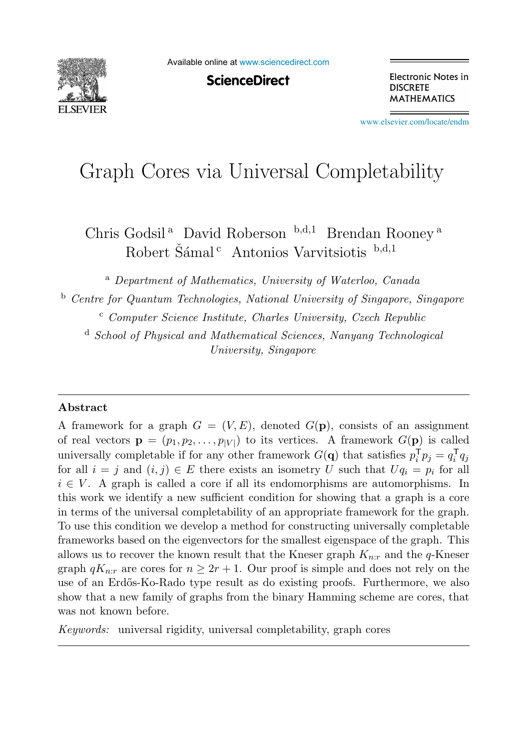# Graph Cores via Universal Completability

Chris Godsil [a] David Roberson [b,d,1] Brendan Rooney [a] Robert Šámal [c] Antonios Varvitsiotis [b,d,1]

[a] *Department of Mathematics, University of Waterloo, Canada*

[b] *Centre for Quantum Technologies, National University of Singapore, Singapore*

[c] *Computer Science Institute, Charles University, Czech Republic*

[d] *School of Physical and Mathematical Sciences, Nanyang Technological University, Singapore*

## Abstract

A framework for a graph $G = (V, E)$, denoted $G(\mathbf{p})$, consists of an assignment of real vectors $\mathbf{p} = (p_1, p_2, \ldots, p_{|V|})$ to its vertices. A framework $G(\mathbf{p})$ is called universally completable if for any other framework $G(\mathbf{q})$ that satisfies $p_i^\mathsf{T} p_j = q_i^\mathsf{T} q_j$ for all $i = j$ and $(i, j) \in E$ there exists an isometry $U$ such that $U q_i = p_i$ for all $i \in V$. A graph is called a core if all its endomorphisms are automorphisms. In this work we identify a new sufficient condition for showing that a graph is a core in terms of the universal completability of an appropriate framework for the graph. To use this condition we develop a method for constructing universally completable frameworks based on the eigenvectors for the smallest eigenspace of the graph. This allows us to recover the known result that the Kneser graph $K_{n:r}$ and the $q$-Kneser graph $qK_{n:r}$ are cores for $n \geq 2r + 1$. Our proof is simple and does not rely on the use of an Erdős-Ko-Rado type result as do existing proofs. Furthermore, we also show that a new family of graphs from the binary Hamming scheme are cores, that was not known before.

*Keywords:* universal rigidity, universal completability, graph cores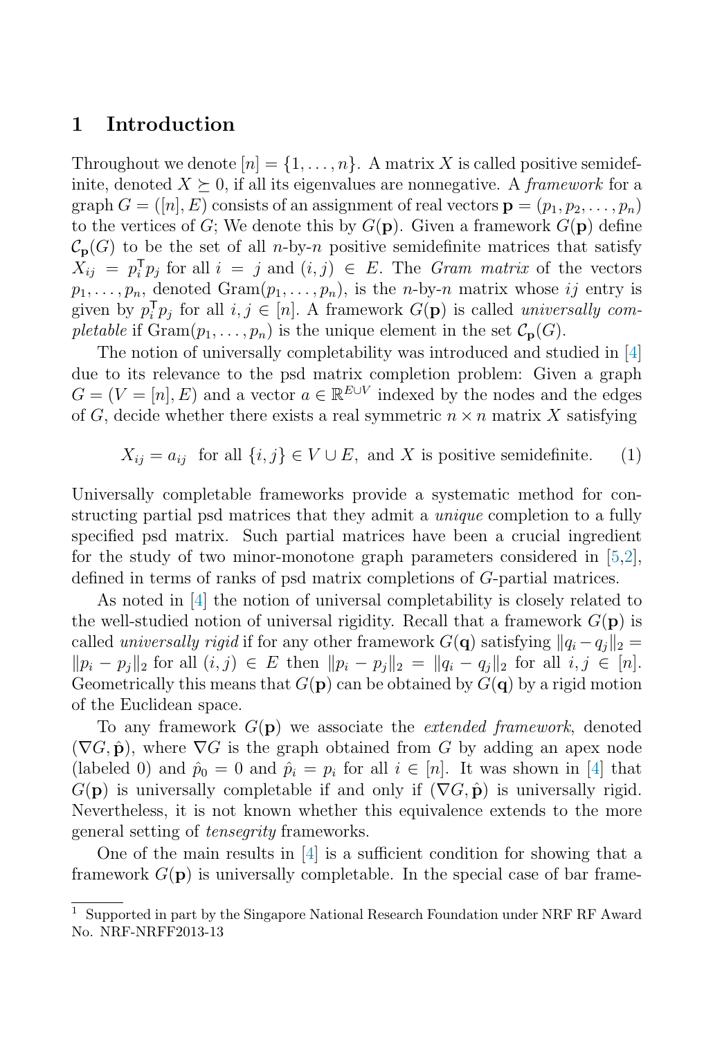## 1 Introduction

Throughout we denote $[n] = \{1, \ldots, n\}$. A matrix $X$ is called positive semidefinite, denoted $X \succeq 0$, if all its eigenvalues are nonnegative. A *framework* for a graph $G = ([n], E)$ consists of an assignment of real vectors $\mathbf{p} = (p_1, p_2, \ldots, p_n)$ to the vertices of $G$; We denote this by $G(\mathbf{p})$. Given a framework $G(\mathbf{p})$ define $\mathcal{C}_{\mathbf{p}}(G)$ to be the set of all $n$-by-$n$ positive semidefinite matrices that satisfy $X_{ij} = p_i^{\mathsf{T}} p_j$ for all $i = j$ and $(i,j) \in E$. The *Gram matrix* of the vectors $p_1, \ldots, p_n$, denoted $\mathrm{Gram}(p_1, \ldots, p_n)$, is the $n$-by-$n$ matrix whose $ij$ entry is given by $p_i^{\mathsf{T}} p_j$ for all $i, j \in [n]$. A framework $G(\mathbf{p})$ is called *universally completable* if $\mathrm{Gram}(p_1, \ldots, p_n)$ is the unique element in the set $\mathcal{C}_{\mathbf{p}}(G)$.

The notion of universally completability was introduced and studied in [4] due to its relevance to the psd matrix completion problem: Given a graph $G = (V = [n], E)$ and a vector $a \in \mathbb{R}^{E \cup V}$ indexed by the nodes and the edges of $G$, decide whether there exists a real symmetric $n \times n$ matrix $X$ satisfying

$$X_{ij} = a_{ij} \text{ for all } \{i,j\} \in V \cup E, \text{ and } X \text{ is positive semidefinite.} \quad (1)$$

Universally completable frameworks provide a systematic method for constructing partial psd matrices that they admit a *unique* completion to a fully specified psd matrix. Such partial matrices have been a crucial ingredient for the study of two minor-monotone graph parameters considered in [5,2], defined in terms of ranks of psd matrix completions of $G$-partial matrices.

As noted in [4] the notion of universal completability is closely related to the well-studied notion of universal rigidity. Recall that a framework $G(\mathbf{p})$ is called *universally rigid* if for any other framework $G(\mathbf{q})$ satisfying $\|q_i - q_j\|_2 = \|p_i - p_j\|_2$ for all $(i,j) \in E$ then $\|p_i - p_j\|_2 = \|q_i - q_j\|_2$ for all $i, j \in [n]$. Geometrically this means that $G(\mathbf{p})$ can be obtained by $G(\mathbf{q})$ by a rigid motion of the Euclidean space.

To any framework $G(\mathbf{p})$ we associate the *extended framework*, denoted $(\nabla G, \hat{\mathbf{p}})$, where $\nabla G$ is the graph obtained from $G$ by adding an apex node (labeled 0) and $\hat{p}_0 = 0$ and $\hat{p}_i = p_i$ for all $i \in [n]$. It was shown in [4] that $G(\mathbf{p})$ is universally completable if and only if $(\nabla G, \hat{\mathbf{p}})$ is universally rigid. Nevertheless, it is not known whether this equivalence extends to the more general setting of *tensegrity* frameworks.

One of the main results in [4] is a sufficient condition for showing that a framework $G(\mathbf{p})$ is universally completable. In the special case of bar frame-

[1] Supported in part by the Singapore National Research Foundation under NRF RF Award No. NRF-NRFF2013-13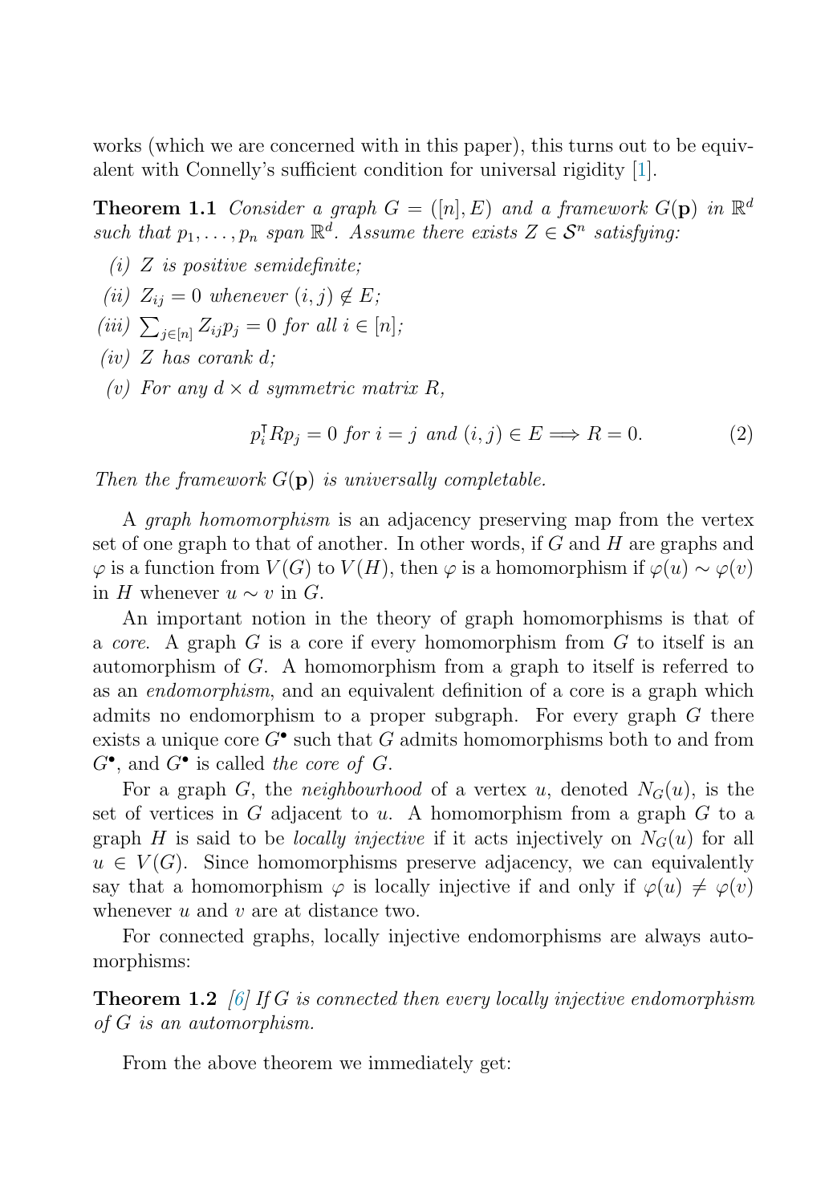works (which we are concerned with in this paper), this turns out to be equivalent with Connelly's sufficient condition for universal rigidity [1].

**Theorem 1.1** *Consider a graph $G = ([n], E)$ and a framework $G(\mathbf{p})$ in $\mathbb{R}^d$ such that $p_1, \ldots, p_n$ span $\mathbb{R}^d$. Assume there exists $Z \in \mathcal{S}^n$ satisfying:*

*(i) $Z$ is positive semidefinite;*

*(ii) $Z_{ij} = 0$ whenever $(i, j) \notin E$;*

*(iii) $\sum_{j \in [n]} Z_{ij} p_j = 0$ for all $i \in [n]$;*

*(iv) $Z$ has corank $d$;*

*(v) For any $d \times d$ symmetric matrix $R$,*

$$p_i^{\intercal} R p_j = 0 \text{ for } i = j \text{ and } (i, j) \in E \Longrightarrow R = 0. \tag{2}$$

*Then the framework $G(\mathbf{p})$ is universally completable.*

A *graph homomorphism* is an adjacency preserving map from the vertex set of one graph to that of another. In other words, if $G$ and $H$ are graphs and $\varphi$ is a function from $V(G)$ to $V(H)$, then $\varphi$ is a homomorphism if $\varphi(u) \sim \varphi(v)$ in $H$ whenever $u \sim v$ in $G$.

An important notion in the theory of graph homomorphisms is that of a *core*. A graph $G$ is a core if every homomorphism from $G$ to itself is an automorphism of $G$. A homomorphism from a graph to itself is referred to as an *endomorphism*, and an equivalent definition of a core is a graph which admits no endomorphism to a proper subgraph. For every graph $G$ there exists a unique core $G^\bullet$ such that $G$ admits homomorphisms both to and from $G^\bullet$, and $G^\bullet$ is called *the core of* $G$.

For a graph $G$, the *neighbourhood* of a vertex $u$, denoted $N_G(u)$, is the set of vertices in $G$ adjacent to $u$. A homomorphism from a graph $G$ to a graph $H$ is said to be *locally injective* if it acts injectively on $N_G(u)$ for all $u \in V(G)$. Since homomorphisms preserve adjacency, we can equivalently say that a homomorphism $\varphi$ is locally injective if and only if $\varphi(u) \neq \varphi(v)$ whenever $u$ and $v$ are at distance two.

For connected graphs, locally injective endomorphisms are always automorphisms:

**Theorem 1.2** [6] *If $G$ is connected then every locally injective endomorphism of $G$ is an automorphism.*

From the above theorem we immediately get: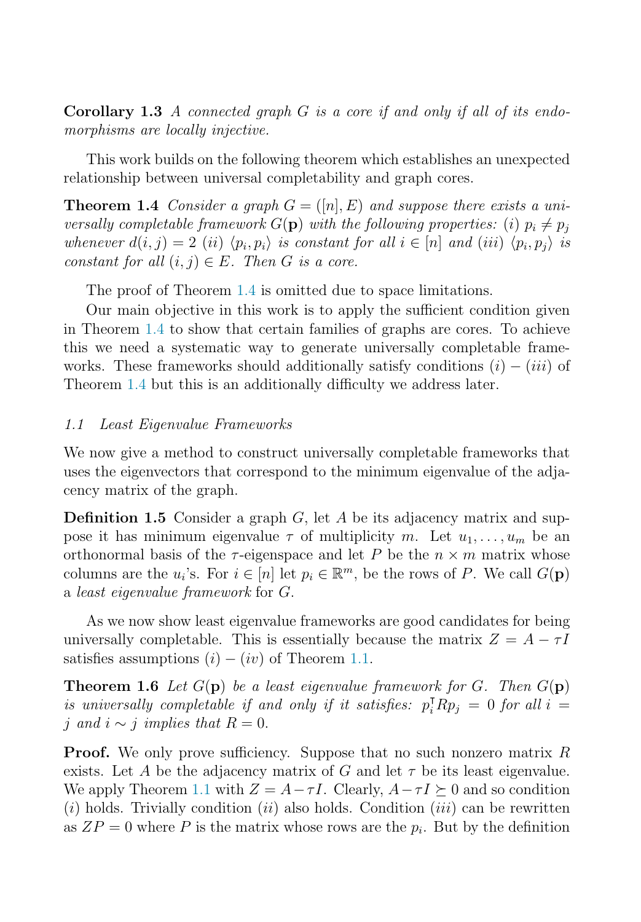**Corollary 1.3** *A connected graph $G$ is a core if and only if all of its endomorphisms are locally injective.*

This work builds on the following theorem which establishes an unexpected relationship between universal completability and graph cores.

**Theorem 1.4** *Consider a graph $G = ([n], E)$ and suppose there exists a universally completable framework $G(\mathbf{p})$ with the following properties: $(i)$ $p_i \neq p_j$ whenever $d(i,j) = 2$ $(ii)$ $\langle p_i, p_i \rangle$ is constant for all $i \in [n]$ and $(iii)$ $\langle p_i, p_j \rangle$ is constant for all $(i,j) \in E$. Then $G$ is a core.*

The proof of Theorem 1.4 is omitted due to space limitations.

Our main objective in this work is to apply the sufficient condition given in Theorem 1.4 to show that certain families of graphs are cores. To achieve this we need a systematic way to generate universally completable frameworks. These frameworks should additionally satisfy conditions $(i)-(iii)$ of Theorem 1.4 but this is an additionally difficulty we address later.

### *1.1 Least Eigenvalue Frameworks*

We now give a method to construct universally completable frameworks that uses the eigenvectors that correspond to the minimum eigenvalue of the adjacency matrix of the graph.

**Definition 1.5** Consider a graph $G$, let $A$ be its adjacency matrix and suppose it has minimum eigenvalue $\tau$ of multiplicity $m$. Let $u_1, \ldots, u_m$ be an orthonormal basis of the $\tau$-eigenspace and let $P$ be the $n \times m$ matrix whose columns are the $u_i$'s. For $i \in [n]$ let $p_i \in \mathbb{R}^m$, be the rows of $P$. We call $G(\mathbf{p})$ a *least eigenvalue framework* for $G$.

As we now show least eigenvalue frameworks are good candidates for being universally completable. This is essentially because the matrix $Z = A - \tau I$ satisfies assumptions $(i)-(iv)$ of Theorem 1.1.

**Theorem 1.6** *Let $G(\mathbf{p})$ be a least eigenvalue framework for $G$. Then $G(\mathbf{p})$ is universally completable if and only if it satisfies: $p_i^\intercal R p_j = 0$ for all $i = j$ and $i \sim j$ implies that $R = 0$.*

**Proof.** We only prove sufficiency. Suppose that no such nonzero matrix $R$ exists. Let $A$ be the adjacency matrix of $G$ and let $\tau$ be its least eigenvalue. We apply Theorem 1.1 with $Z = A - \tau I$. Clearly, $A - \tau I \succeq 0$ and so condition $(i)$ holds. Trivially condition $(ii)$ also holds. Condition $(iii)$ can be rewritten as $ZP = 0$ where $P$ is the matrix whose rows are the $p_i$. But by the definition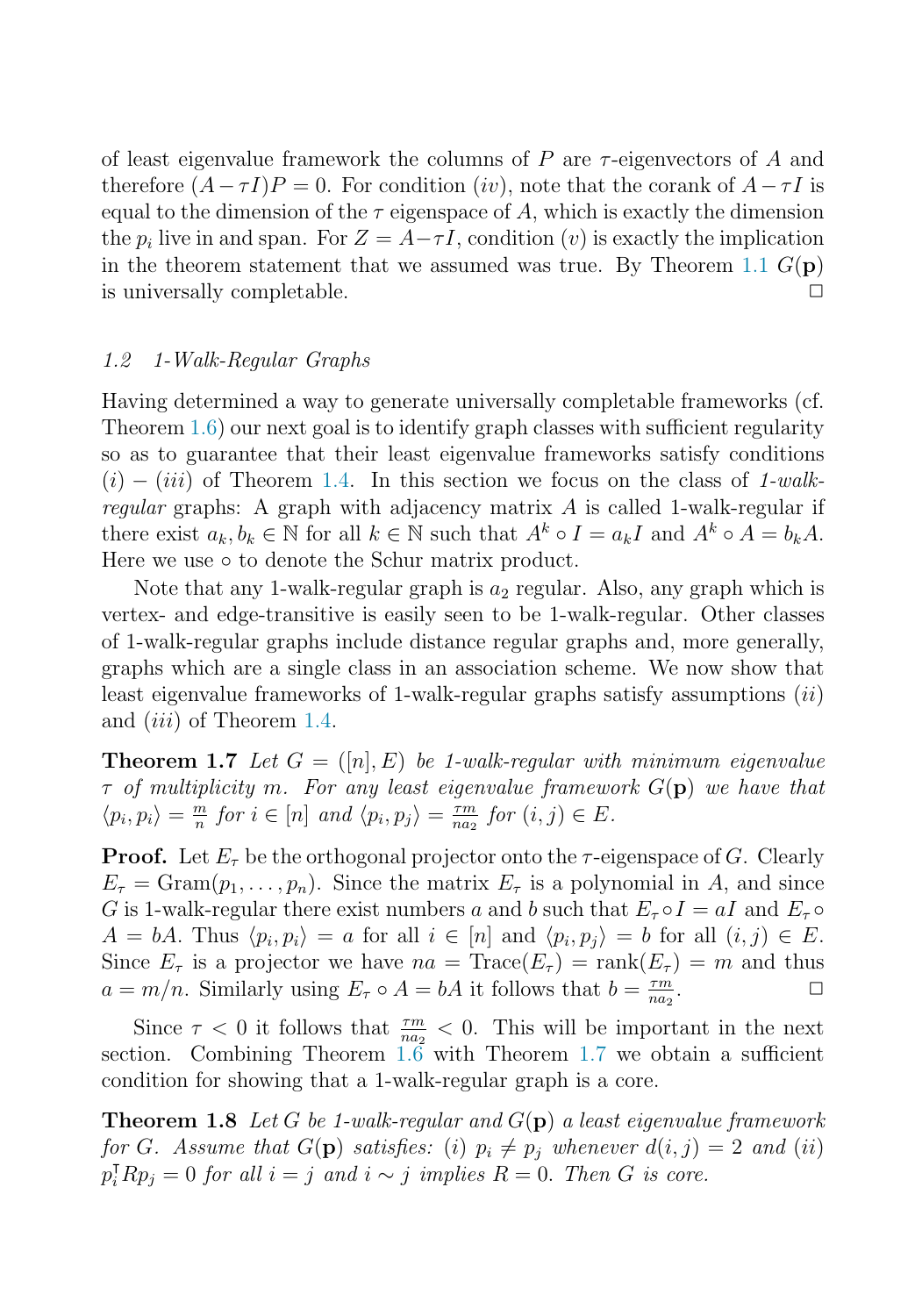of least eigenvalue framework the columns of $P$ are $\tau$-eigenvectors of $A$ and therefore $(A-\tau I)P = 0$. For condition $(iv)$, note that the corank of $A-\tau I$ is equal to the dimension of the $\tau$ eigenspace of $A$, which is exactly the dimension the $p_i$ live in and span. For $Z = A-\tau I$, condition $(v)$ is exactly the implication in the theorem statement that we assumed was true. By Theorem 1.1 $G(\mathbf{p})$ is universally completable. □

### 1.2 1-Walk-Regular Graphs

Having determined a way to generate universally completable frameworks (cf. Theorem 1.6) our next goal is to identify graph classes with sufficient regularity so as to guarantee that their least eigenvalue frameworks satisfy conditions $(i)-(iii)$ of Theorem 1.4. In this section we focus on the class of *1-walk-regular* graphs: A graph with adjacency matrix $A$ is called 1-walk-regular if there exist $a_k, b_k \in \mathbb{N}$ for all $k \in \mathbb{N}$ such that $A^k \circ I = a_k I$ and $A^k \circ A = b_k A$. Here we use $\circ$ to denote the Schur matrix product.

Note that any 1-walk-regular graph is $a_2$ regular. Also, any graph which is vertex- and edge-transitive is easily seen to be 1-walk-regular. Other classes of 1-walk-regular graphs include distance regular graphs and, more generally, graphs which are a single class in an association scheme. We now show that least eigenvalue frameworks of 1-walk-regular graphs satisfy assumptions $(ii)$ and $(iii)$ of Theorem 1.4.

**Theorem 1.7** *Let $G = ([n], E)$ be 1-walk-regular with minimum eigenvalue $\tau$ of multiplicity $m$. For any least eigenvalue framework $G(\mathbf{p})$ we have that $\langle p_i, p_i \rangle = \frac{m}{n}$ for $i \in [n]$ and $\langle p_i, p_j \rangle = \frac{\tau m}{n a_2}$ for $(i,j) \in E$.*

**Proof.** Let $E_\tau$ be the orthogonal projector onto the $\tau$-eigenspace of $G$. Clearly $E_\tau = \mathrm{Gram}(p_1, \dots, p_n)$. Since the matrix $E_\tau$ is a polynomial in $A$, and since $G$ is 1-walk-regular there exist numbers $a$ and $b$ such that $E_\tau \circ I = aI$ and $E_\tau \circ A = bA$. Thus $\langle p_i, p_i \rangle = a$ for all $i \in [n]$ and $\langle p_i, p_j \rangle = b$ for all $(i,j) \in E$. Since $E_\tau$ is a projector we have $na = \mathrm{Trace}(E_\tau) = \mathrm{rank}(E_\tau) = m$ and thus $a = m/n$. Similarly using $E_\tau \circ A = bA$ it follows that $b = \frac{\tau m}{n a_2}$. □

Since $\tau < 0$ it follows that $\frac{\tau m}{n a_2} < 0$. This will be important in the next section. Combining Theorem 1.6 with Theorem 1.7 we obtain a sufficient condition for showing that a 1-walk-regular graph is a core.

**Theorem 1.8** *Let $G$ be 1-walk-regular and $G(\mathbf{p})$ a least eigenvalue framework for $G$. Assume that $G(\mathbf{p})$ satisfies: (i) $p_i \neq p_j$ whenever $d(i,j) = 2$ and (ii) $p_i^{\mathsf{T}} R p_j = 0$ for all $i = j$ and $i \sim j$ implies $R = 0$. Then $G$ is core.*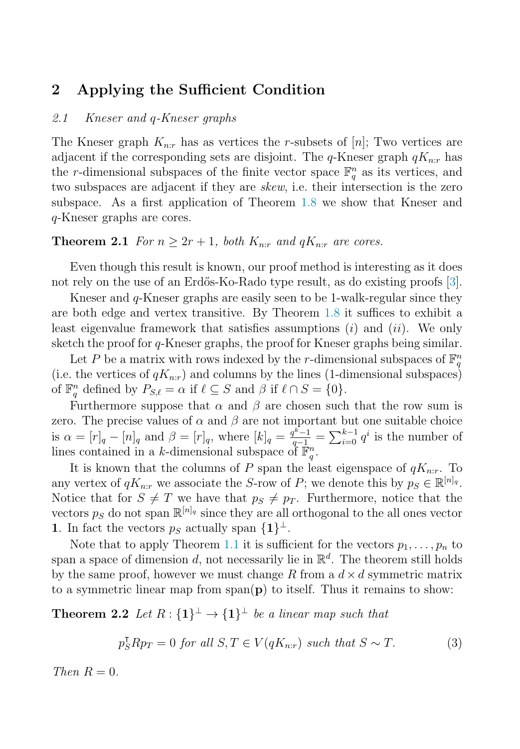## 2 Applying the Sufficient Condition

### 2.1 Kneser and q-Kneser graphs

The Kneser graph $K_{n:r}$ has as vertices the $r$-subsets of $[n]$; Two vertices are adjacent if the corresponding sets are disjoint. The $q$-Kneser graph $qK_{n:r}$ has the $r$-dimensional subspaces of the finite vector space $\mathbb{F}_q^n$ as its vertices, and two subspaces are adjacent if they are *skew*, i.e. their intersection is the zero subspace. As a first application of Theorem 1.8 we show that Kneser and $q$-Kneser graphs are cores.

**Theorem 2.1** *For $n \geq 2r+1$, both $K_{n:r}$ and $qK_{n:r}$ are cores.*

Even though this result is known, our proof method is interesting as it does not rely on the use of an Erdős-Ko-Rado type result, as do existing proofs [3].

Kneser and $q$-Kneser graphs are easily seen to be 1-walk-regular since they are both edge and vertex transitive. By Theorem 1.8 it suffices to exhibit a least eigenvalue framework that satisfies assumptions $(i)$ and $(ii)$. We only sketch the proof for $q$-Kneser graphs, the proof for Kneser graphs being similar.

Let $P$ be a matrix with rows indexed by the $r$-dimensional subspaces of $\mathbb{F}_q^n$ (i.e. the vertices of $qK_{n:r}$) and columns by the lines (1-dimensional subspaces) of $\mathbb{F}_q^n$ defined by $P_{S,\ell} = \alpha$ if $\ell \subseteq S$ and $\beta$ if $\ell \cap S = \{0\}$.

Furthermore suppose that $\alpha$ and $\beta$ are chosen such that the row sum is zero. The precise values of $\alpha$ and $\beta$ are not important but one suitable choice is $\alpha = [r]_q - [n]_q$ and $\beta = [r]_q$, where $[k]_q = \frac{q^k-1}{q-1} = \sum_{i=0}^{k-1} q^i$ is the number of lines contained in a $k$-dimensional subspace of $\mathbb{F}_q^n$.

It is known that the columns of $P$ span the least eigenspace of $qK_{n:r}$. To any vertex of $qK_{n:r}$ we associate the $S$-row of $P$; we denote this by $p_S \in \mathbb{R}^{[n]_q}$. Notice that for $S \neq T$ we have that $p_S \neq p_T$. Furthermore, notice that the vectors $p_S$ do not span $\mathbb{R}^{[n]_q}$ since they are all orthogonal to the all ones vector $\mathbf{1}$. In fact the vectors $p_S$ actually span $\{\mathbf{1}\}^\perp$.

Note that to apply Theorem 1.1 it is sufficient for the vectors $p_1, \ldots, p_n$ to span a space of dimension $d$, not necessarily lie in $\mathbb{R}^d$. The theorem still holds by the same proof, however we must change $R$ from a $d \times d$ symmetric matrix to a symmetric linear map from $\text{span}(\mathbf{p})$ to itself. Thus it remains to show:

**Theorem 2.2** *Let $R : \{\mathbf{1}\}^\perp \to \{\mathbf{1}\}^\perp$ be a linear map such that*

$$p_S^\intercal R p_T = 0 \text{ for all } S, T \in V(qK_{n:r}) \text{ such that } S \sim T. \tag{3}$$

*Then $R = 0$.*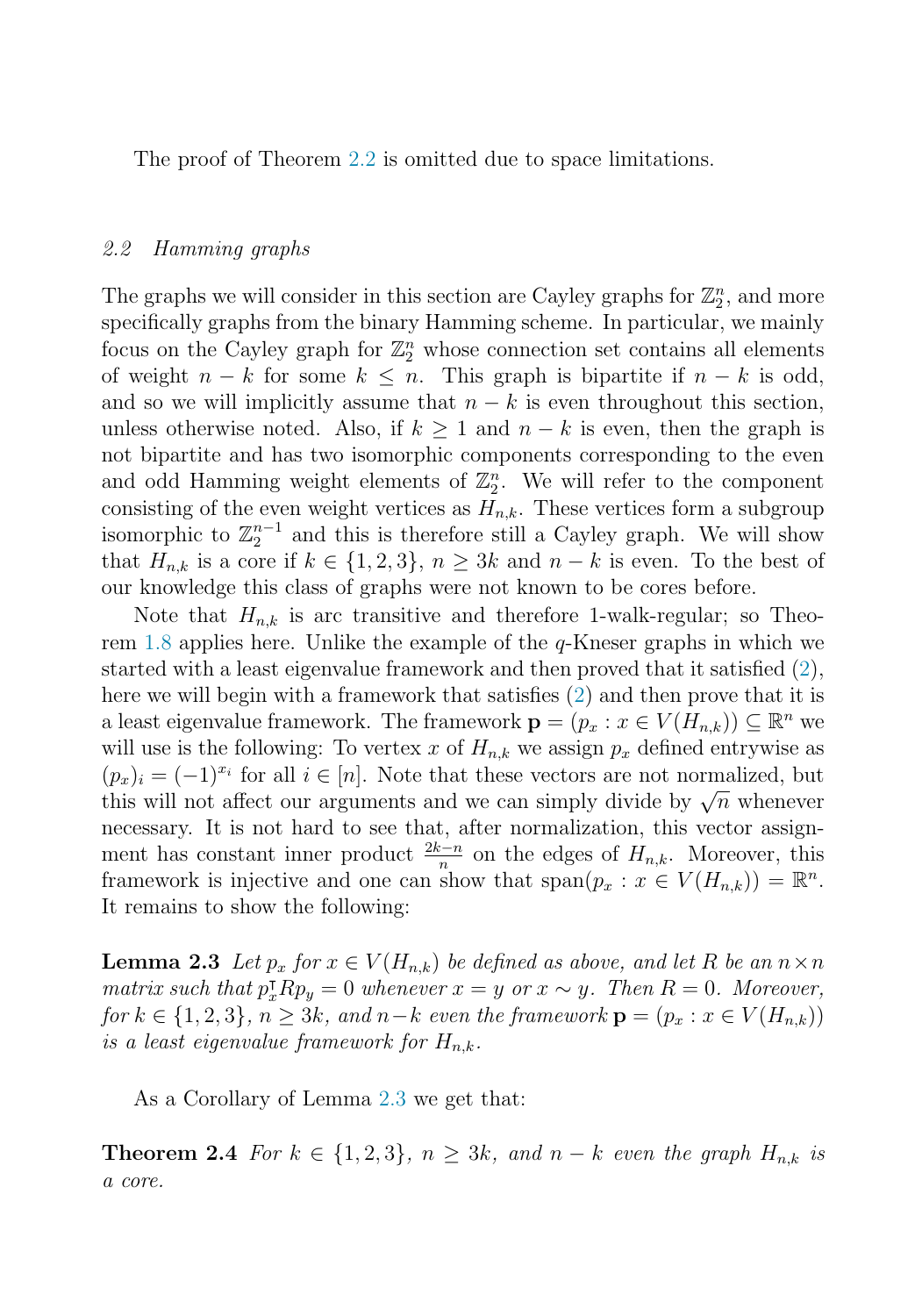The proof of Theorem 2.2 is omitted due to space limitations.

### 2.2 Hamming graphs

The graphs we will consider in this section are Cayley graphs for $\mathbb{Z}_2^n$, and more specifically graphs from the binary Hamming scheme. In particular, we mainly focus on the Cayley graph for $\mathbb{Z}_2^n$ whose connection set contains all elements of weight $n-k$ for some $k \leq n$. This graph is bipartite if $n-k$ is odd, and so we will implicitly assume that $n-k$ is even throughout this section, unless otherwise noted. Also, if $k \geq 1$ and $n-k$ is even, then the graph is not bipartite and has two isomorphic components corresponding to the even and odd Hamming weight elements of $\mathbb{Z}_2^n$. We will refer to the component consisting of the even weight vertices as $H_{n,k}$. These vertices form a subgroup isomorphic to $\mathbb{Z}_2^{n-1}$ and this is therefore still a Cayley graph. We will show that $H_{n,k}$ is a core if $k \in \{1,2,3\}$, $n \geq 3k$ and $n-k$ is even. To the best of our knowledge this class of graphs were not known to be cores before.

Note that $H_{n,k}$ is arc transitive and therefore 1-walk-regular; so Theorem 1.8 applies here. Unlike the example of the $q$-Kneser graphs in which we started with a least eigenvalue framework and then proved that it satisfied (2), here we will begin with a framework that satisfies (2) and then prove that it is a least eigenvalue framework. The framework $\mathbf{p} = (p_x : x \in V(H_{n,k})) \subseteq \mathbb{R}^n$ we will use is the following: To vertex $x$ of $H_{n,k}$ we assign $p_x$ defined entrywise as $(p_x)_i = (-1)^{x_i}$ for all $i \in [n]$. Note that these vectors are not normalized, but this will not affect our arguments and we can simply divide by $\sqrt{n}$ whenever necessary. It is not hard to see that, after normalization, this vector assignment has constant inner product $\frac{2k-n}{n}$ on the edges of $H_{n,k}$. Moreover, this framework is injective and one can show that $\operatorname{span}(p_x : x \in V(H_{n,k})) = \mathbb{R}^n$. It remains to show the following:

**Lemma 2.3** *Let $p_x$ for $x \in V(H_{n,k})$ be defined as above, and let $R$ be an $n \times n$ matrix such that $p_x^{\intercal} R p_y = 0$ whenever $x = y$ or $x \sim y$. Then $R = 0$. Moreover, for $k \in \{1,2,3\}$, $n \geq 3k$, and $n-k$ even the framework $\mathbf{p} = (p_x : x \in V(H_{n,k}))$ is a least eigenvalue framework for $H_{n,k}$.*

As a Corollary of Lemma 2.3 we get that:

**Theorem 2.4** *For $k \in \{1,2,3\}$, $n \geq 3k$, and $n-k$ even the graph $H_{n,k}$ is a core.*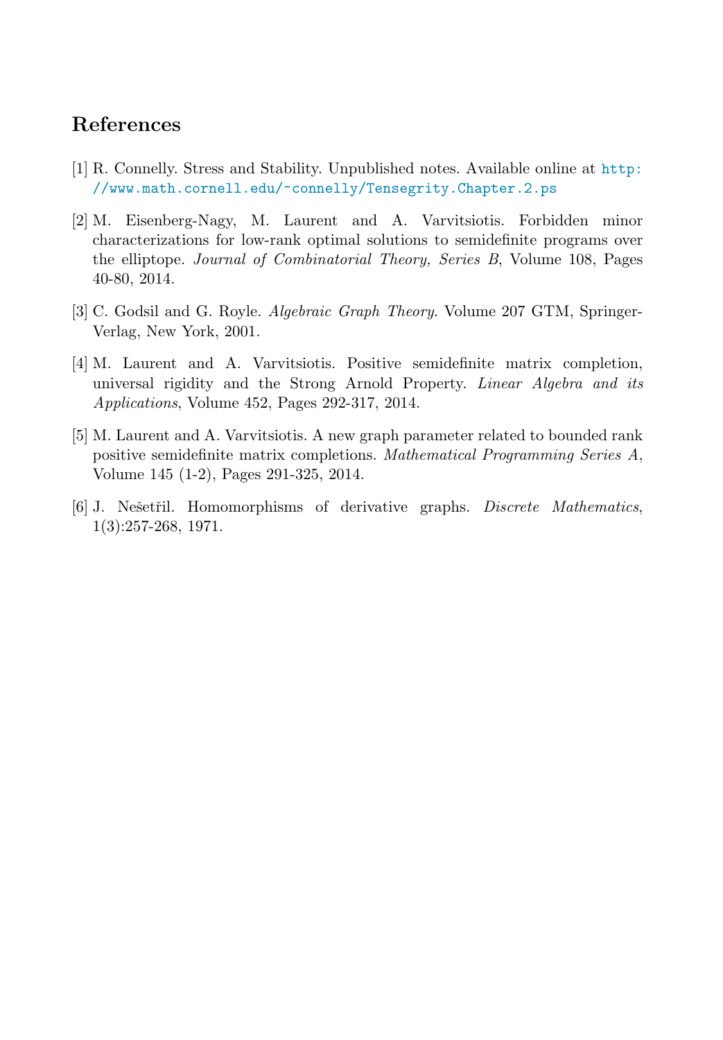## References

[1] R. Connelly. Stress and Stability. Unpublished notes. Available online at http://www.math.cornell.edu/~connelly/Tensegrity.Chapter.2.ps

[2] M. Eisenberg-Nagy, M. Laurent and A. Varvitsiotis. Forbidden minor characterizations for low-rank optimal solutions to semidefinite programs over the elliptope. *Journal of Combinatorial Theory, Series B*, Volume 108, Pages 40-80, 2014.

[3] C. Godsil and G. Royle. *Algebraic Graph Theory*. Volume 207 GTM, Springer-Verlag, New York, 2001.

[4] M. Laurent and A. Varvitsiotis. Positive semidefinite matrix completion, universal rigidity and the Strong Arnold Property. *Linear Algebra and its Applications*, Volume 452, Pages 292-317, 2014.

[5] M. Laurent and A. Varvitsiotis. A new graph parameter related to bounded rank positive semidefinite matrix completions. *Mathematical Programming Series A*, Volume 145 (1-2), Pages 291-325, 2014.

[6] J. Nešetřil. Homomorphisms of derivative graphs. *Discrete Mathematics*, 1(3):257-268, 1971.